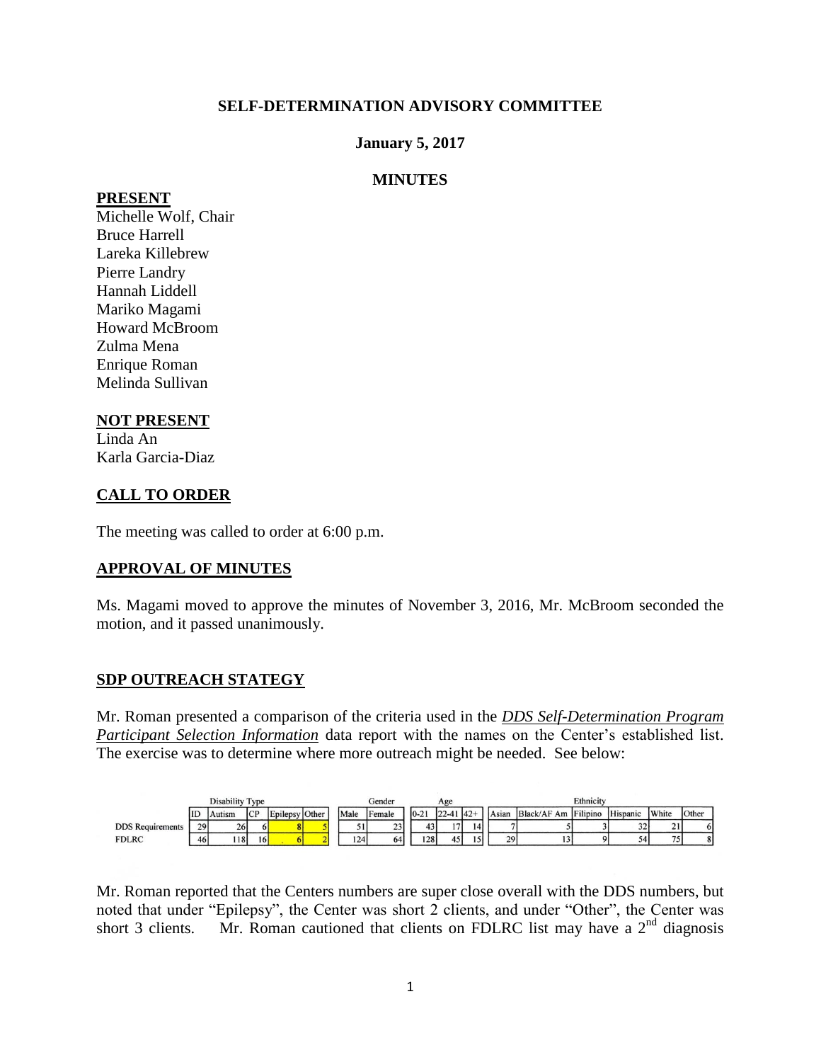**SELF-DETERMINATION ADVISORY COMMITTEE**

**January 5, 2017**

**MINUTES**

**PRESENT**

Michelle Wolf, Chair
Bruce Harrell
Lareka Killebrew
Pierre Landry
Hannah Liddell
Mariko Magami
Howard McBroom
Zulma Mena
Enrique Roman
Melinda Sullivan

**NOT PRESENT**

Linda An
Karla Garcia-Diaz

## CALL TO ORDER

The meeting was called to order at 6:00 p.m.

## APPROVAL OF MINUTES

Ms. Magami moved to approve the minutes of November 3, 2016, Mr. McBroom seconded the motion, and it passed unanimously.

## SDP OUTREACH STATEGY

Mr. Roman presented a comparison of the criteria used in the ***DDS Self-Determination Program Participant Selection Information*** data report with the names on the Center's established list. The exercise was to determine where more outreach might be needed. See below:

| | Disability Type | | | | | Gender | | Age | | | Ethnicity | | | | | |
|---|---|---|---|---|---|---|---|---|---|---|---|---|---|---|---|---|
| | ID | Autism | CP | Epilepsy | Other | Male | Female | 0-21 | 22-41 | 42+ | Asian | Black/AF Am | Filipino | Hispanic | White | Other |
| DDS Requirements | 29 | 26 | 6 | 8 | 5 | 51 | 23 | 43 | 17 | 14 | 7 | 5 | 3 | 32 | 21 | 6 |
| FDLRC | 46 | 118 | 16 | 6 | 2 | 124 | 64 | 128 | 45 | 15 | 29 | 13 | 9 | 54 | 75 | 8 |

Mr. Roman reported that the Centers numbers are super close overall with the DDS numbers, but noted that under "Epilepsy", the Center was short 2 clients, and under "Other", the Center was short 3 clients. Mr. Roman cautioned that clients on FDLRC list may have a 2nd diagnosis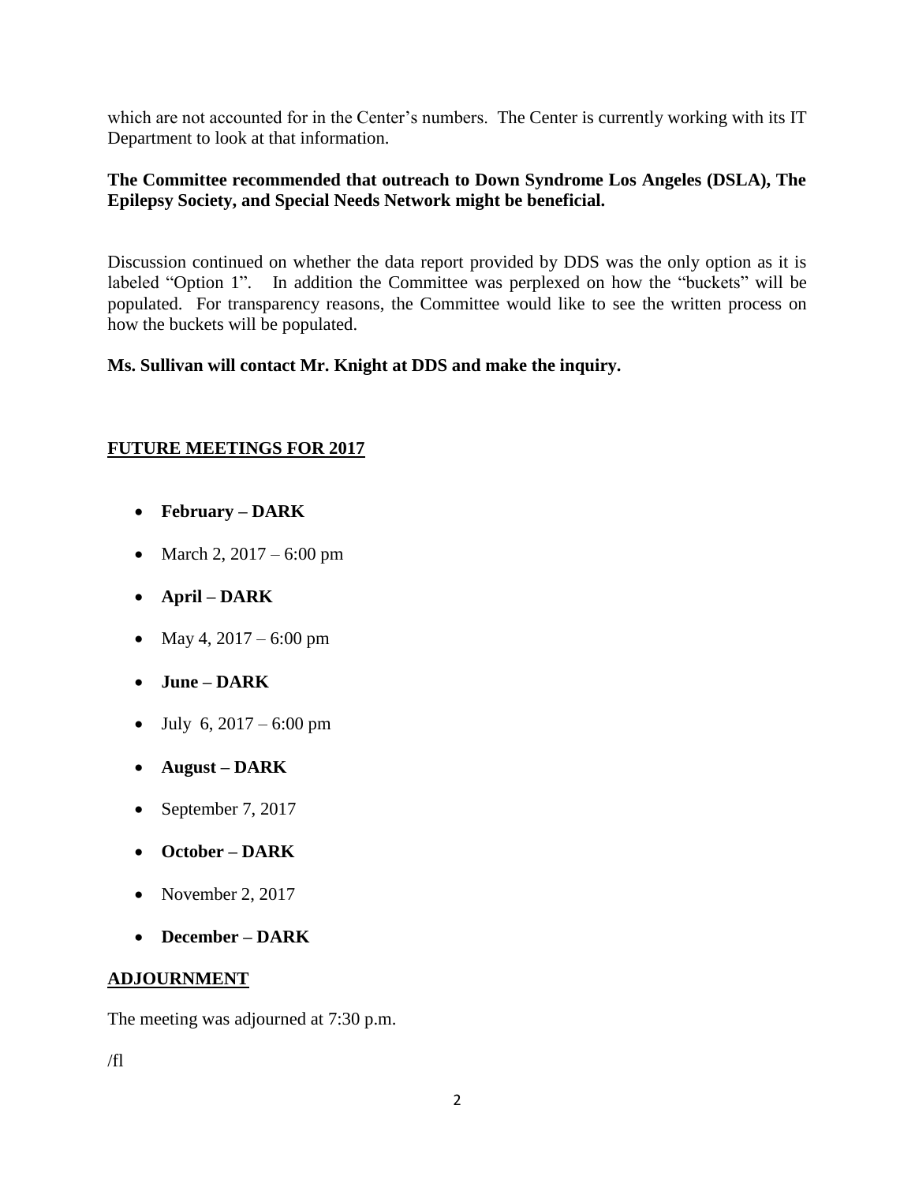which are not accounted for in the Center's numbers. The Center is currently working with its IT Department to look at that information.

**The Committee recommended that outreach to Down Syndrome Los Angeles (DSLA), The Epilepsy Society, and Special Needs Network might be beneficial.**

Discussion continued on whether the data report provided by DDS was the only option as it is labeled "Option 1". In addition the Committee was perplexed on how the "buckets" will be populated. For transparency reasons, the Committee would like to see the written process on how the buckets will be populated.

**Ms. Sullivan will contact Mr. Knight at DDS and make the inquiry.**

## FUTURE MEETINGS FOR 2017

- **February – DARK**
- March 2, 2017 – 6:00 pm
- **April – DARK**
- May 4, 2017 – 6:00 pm
- **June – DARK**
- July 6, 2017 – 6:00 pm
- **August – DARK**
- September 7, 2017
- **October – DARK**
- November 2, 2017
- **December – DARK**

## ADJOURNMENT

The meeting was adjourned at 7:30 p.m.

/fl